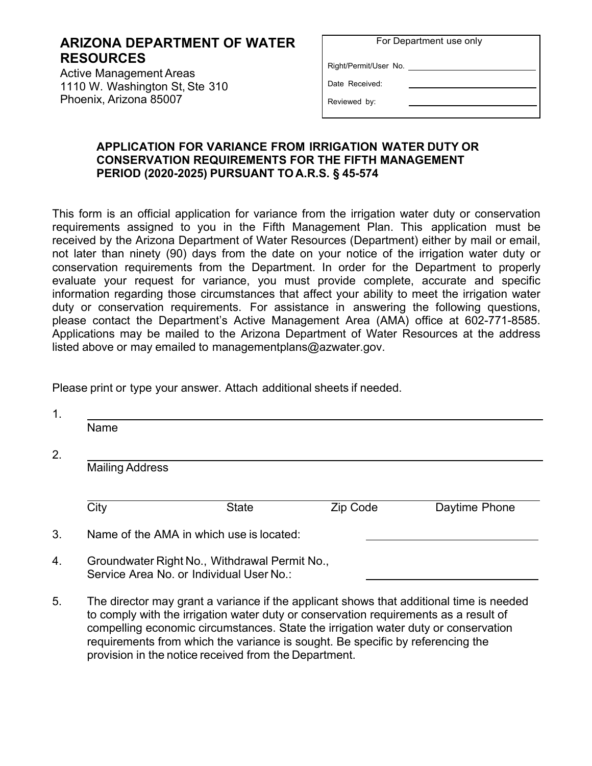# ARIZONA DEPARTMENT OF WATER RESOURCES

Active Management Areas
1110 W. Washington St, Ste 310
Phoenix, Arizona 85007

| For Department use only | |
|---|---|
| Right/Permit/User No. | |
| Date Received: | |
| Reviewed by: | |

## APPLICATION FOR VARIANCE FROM IRRIGATION WATER DUTY OR CONSERVATION REQUIREMENTS FOR THE FIFTH MANAGEMENT PERIOD (2020-2025) PURSUANT TO A.R.S. § 45-574

This form is an official application for variance from the irrigation water duty or conservation requirements assigned to you in the Fifth Management Plan. This application must be received by the Arizona Department of Water Resources (Department) either by mail or email, not later than ninety (90) days from the date on your notice of the irrigation water duty or conservation requirements from the Department. In order for the Department to properly evaluate your request for variance, you must provide complete, accurate and specific information regarding those circumstances that affect your ability to meet the irrigation water duty or conservation requirements. For assistance in answering the following questions, please contact the Department's Active Management Area (AMA) office at 602-771-8585. Applications may be mailed to the Arizona Department of Water Resources at the address listed above or may emailed to managementplans@azwater.gov.

Please print or type your answer. Attach additional sheets if needed.

1. ______________________________
   Name

2. ______________________________
   Mailing Address

   ______________________________
   City State Zip Code Daytime Phone

3. Name of the AMA in which use is located: ______________

4. Groundwater Right No., Withdrawal Permit No., Service Area No. or Individual User No.: ______________

5. The director may grant a variance if the applicant shows that additional time is needed to comply with the irrigation water duty or conservation requirements as a result of compelling economic circumstances. State the irrigation water duty or conservation requirements from which the variance is sought. Be specific by referencing the provision in the notice received from the Department.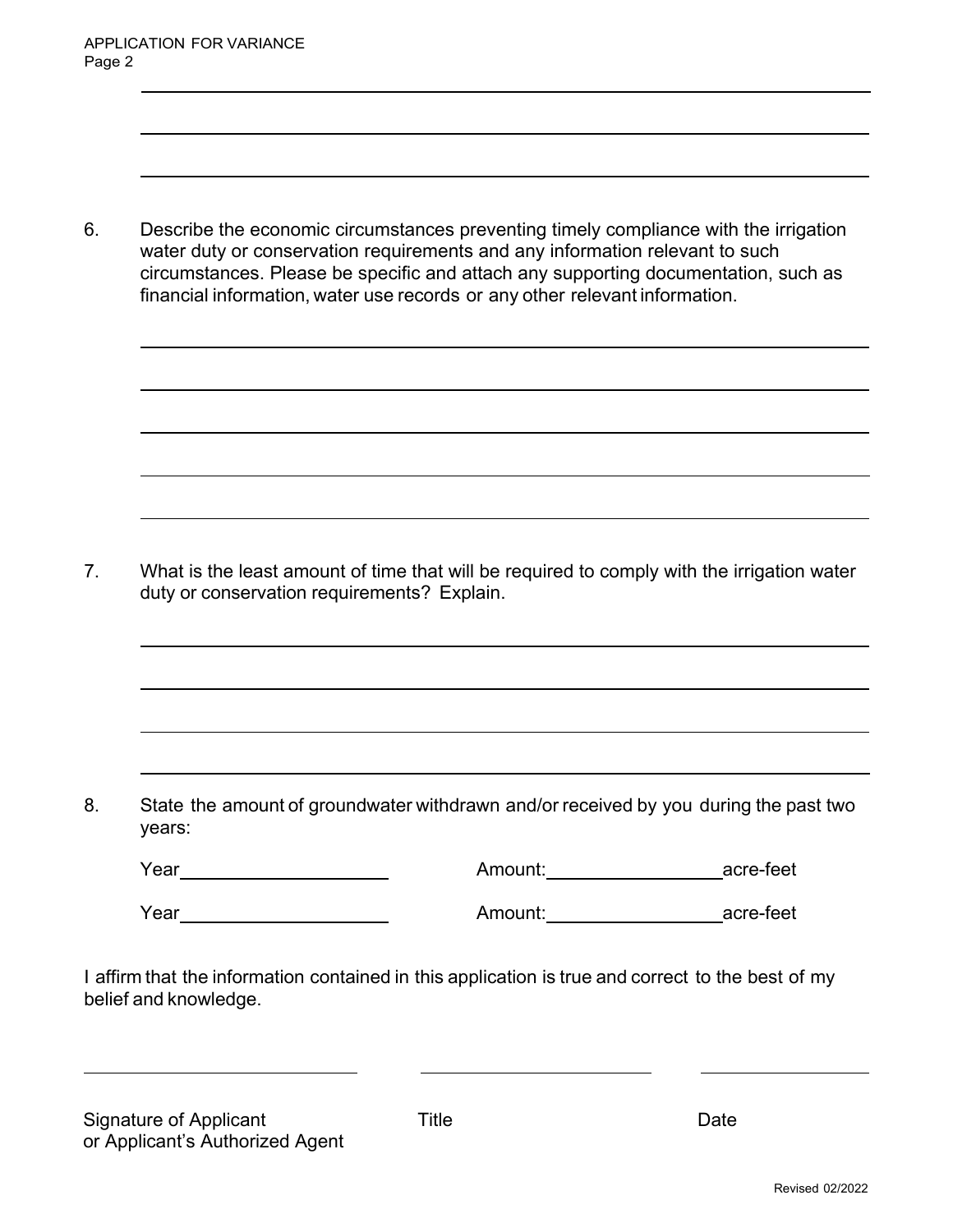6. Describe the economic circumstances preventing timely compliance with the irrigation water duty or conservation requirements and any information relevant to such circumstances. Please be specific and attach any supporting documentation, such as financial information, water use records or any other relevant information.

7. What is the least amount of time that will be required to comply with the irrigation water duty or conservation requirements? Explain.

8. State the amount of groundwater withdrawn and/or received by you during the past two years:

Year\_\_\_\_\_\_\_\_\_\_\_\_\_\_\_\_\_\_\_\_ Amount:\_\_\_\_\_\_\_\_\_\_\_\_\_\_\_\_\_\_acre-feet

Year\_\_\_\_\_\_\_\_\_\_\_\_\_\_\_\_\_\_\_\_ Amount:\_\_\_\_\_\_\_\_\_\_\_\_\_\_\_\_\_\_acre-feet

I affirm that the information contained in this application is true and correct to the best of my belief and knowledge.

| | | |
|---|---|---|
| Signature of Applicant or Applicant's Authorized Agent | Title | Date |

Revised 02/2022